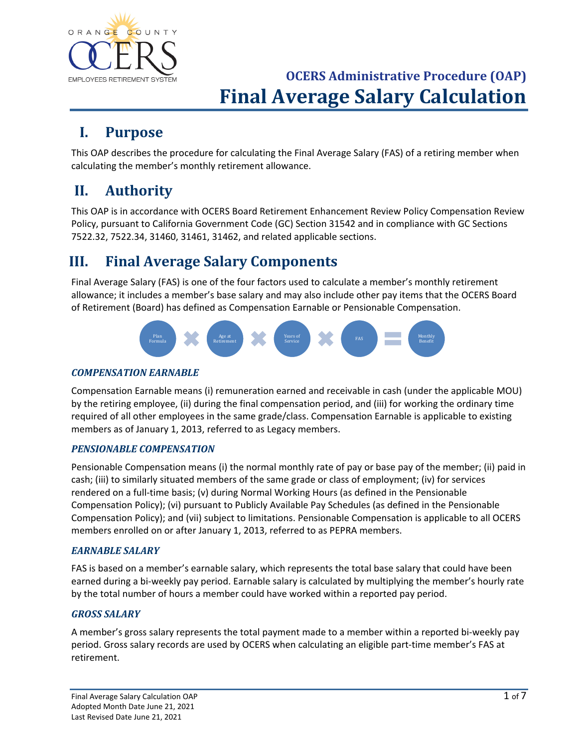OCERS Administrative Procedure (OAP)

# Final Average Salary Calculation

## I. Purpose

This OAP describes the procedure for calculating the Final Average Salary (FAS) of a retiring member when calculating the member's monthly retirement allowance.

## II. Authority

This OAP is in accordance with OCERS Board Retirement Enhancement Review Policy Compensation Review Policy, pursuant to California Government Code (GC) Section 31542 and in compliance with GC Sections 7522.32, 7522.34, 31460, 31461, 31462, and related applicable sections.

## III. Final Average Salary Components

Final Average Salary (FAS) is one of the four factors used to calculate a member's monthly retirement allowance; it includes a member's base salary and may also include other pay items that the OCERS Board of Retirement (Board) has defined as Compensation Earnable or Pensionable Compensation.

Plan Formula × Age at Retirement × Years of Service × FAS = Monthly Benefit

### *COMPENSATION EARNABLE*

Compensation Earnable means (i) remuneration earned and receivable in cash (under the applicable MOU) by the retiring employee, (ii) during the final compensation period, and (iii) for working the ordinary time required of all other employees in the same grade/class. Compensation Earnable is applicable to existing members as of January 1, 2013, referred to as Legacy members.

### *PENSIONABLE COMPENSATION*

Pensionable Compensation means (i) the normal monthly rate of pay or base pay of the member; (ii) paid in cash; (iii) to similarly situated members of the same grade or class of employment; (iv) for services rendered on a full-time basis; (v) during Normal Working Hours (as defined in the Pensionable Compensation Policy); (vi) pursuant to Publicly Available Pay Schedules (as defined in the Pensionable Compensation Policy); and (vii) subject to limitations. Pensionable Compensation is applicable to all OCERS members enrolled on or after January 1, 2013, referred to as PEPRA members.

### *EARNABLE SALARY*

FAS is based on a member's earnable salary, which represents the total base salary that could have been earned during a bi-weekly pay period. Earnable salary is calculated by multiplying the member's hourly rate by the total number of hours a member could have worked within a reported pay period.

### *GROSS SALARY*

A member's gross salary represents the total payment made to a member within a reported bi-weekly pay period. Gross salary records are used by OCERS when calculating an eligible part-time member's FAS at retirement.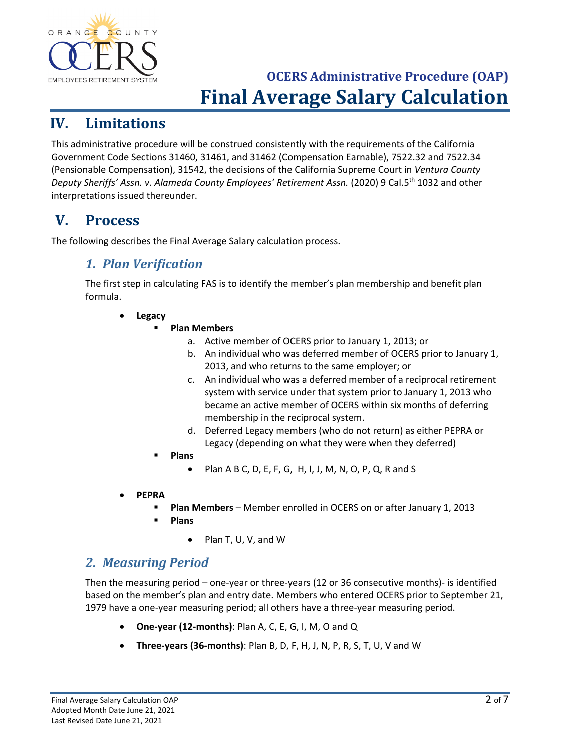## IV. Limitations

This administrative procedure will be construed consistently with the requirements of the California Government Code Sections 31460, 31461, and 31462 (Compensation Earnable), 7522.32 and 7522.34 (Pensionable Compensation), 31542, the decisions of the California Supreme Court in *Ventura County Deputy Sheriffs' Assn. v. Alameda County Employees' Retirement Assn.* (2020) 9 Cal.5th 1032 and other interpretations issued thereunder.

## V. Process

The following describes the Final Average Salary calculation process.

### *1. Plan Verification*

The first step in calculating FAS is to identify the member's plan membership and benefit plan formula.

- **Legacy**
  - **Plan Members**
    a. Active member of OCERS prior to January 1, 2013; or
    b. An individual who was deferred member of OCERS prior to January 1, 2013, and who returns to the same employer; or
    c. An individual who was a deferred member of a reciprocal retirement system with service under that system prior to January 1, 2013 who became an active member of OCERS within six months of deferring membership in the reciprocal system.
    d. Deferred Legacy members (who do not return) as either PEPRA or Legacy (depending on what they were when they deferred)
  - **Plans**
    - Plan A B C, D, E, F, G, H, I, J, M, N, O, P, Q, R and S

- **PEPRA**
  - **Plan Members** – Member enrolled in OCERS on or after January 1, 2013
  - **Plans**
    - Plan T, U, V, and W

### *2. Measuring Period*

Then the measuring period – one-year or three-years (12 or 36 consecutive months)- is identified based on the member's plan and entry date. Members who entered OCERS prior to September 21, 1979 have a one-year measuring period; all others have a three-year measuring period.

- **One-year (12-months)**: Plan A, C, E, G, I, M, O and Q
- **Three-years (36-months)**: Plan B, D, F, H, J, N, P, R, S, T, U, V and W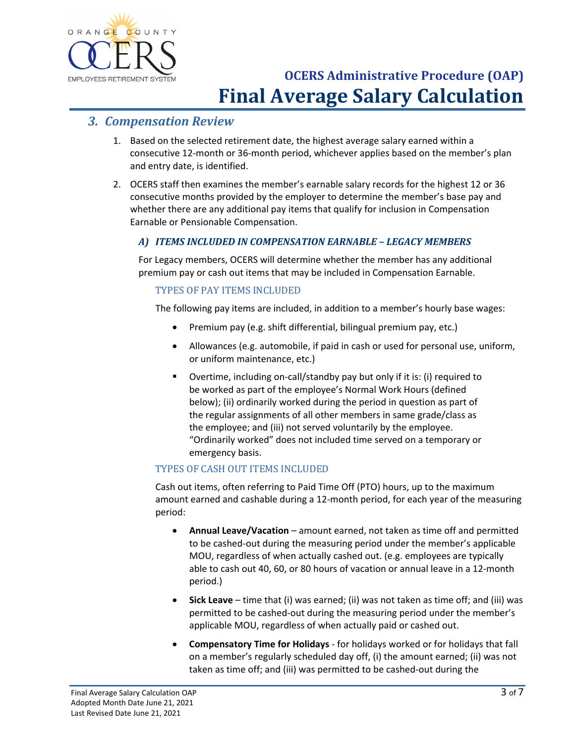## 3. Compensation Review

1. Based on the selected retirement date, the highest average salary earned within a consecutive 12-month or 36-month period, whichever applies based on the member's plan and entry date, is identified.
2. OCERS staff then examines the member's earnable salary records for the highest 12 or 36 consecutive months provided by the employer to determine the member's base pay and whether there are any additional pay items that qualify for inclusion in Compensation Earnable or Pensionable Compensation.

### A) ITEMS INCLUDED IN COMPENSATION EARNABLE – LEGACY MEMBERS

For Legacy members, OCERS will determine whether the member has any additional premium pay or cash out items that may be included in Compensation Earnable.

#### TYPES OF PAY ITEMS INCLUDED

The following pay items are included, in addition to a member's hourly base wages:

- Premium pay (e.g. shift differential, bilingual premium pay, etc.)
- Allowances (e.g. automobile, if paid in cash or used for personal use, uniform, or uniform maintenance, etc.)
- Overtime, including on-call/standby pay but only if it is: (i) required to be worked as part of the employee's Normal Work Hours (defined below); (ii) ordinarily worked during the period in question as part of the regular assignments of all other members in same grade/class as the employee; and (iii) not served voluntarily by the employee. "Ordinarily worked" does not included time served on a temporary or emergency basis.

#### TYPES OF CASH OUT ITEMS INCLUDED

Cash out items, often referring to Paid Time Off (PTO) hours, up to the maximum amount earned and cashable during a 12-month period, for each year of the measuring period:

- **Annual Leave/Vacation** – amount earned, not taken as time off and permitted to be cashed-out during the measuring period under the member's applicable MOU, regardless of when actually cashed out. (e.g. employees are typically able to cash out 40, 60, or 80 hours of vacation or annual leave in a 12-month period.)
- **Sick Leave** – time that (i) was earned; (ii) was not taken as time off; and (iii) was permitted to be cashed-out during the measuring period under the member's applicable MOU, regardless of when actually paid or cashed out.
- **Compensatory Time for Holidays** - for holidays worked or for holidays that fall on a member's regularly scheduled day off, (i) the amount earned; (ii) was not taken as time off; and (iii) was permitted to be cashed-out during the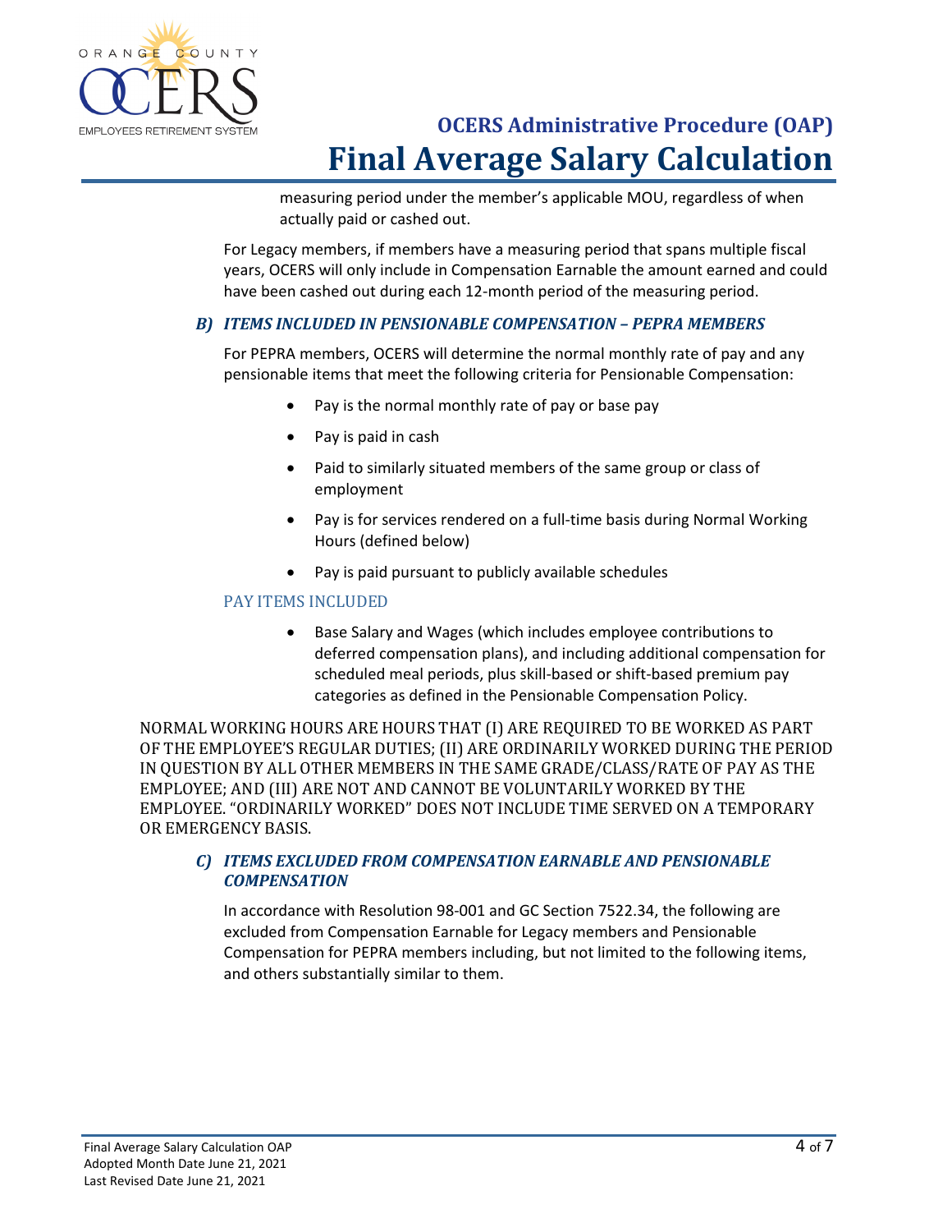measuring period under the member's applicable MOU, regardless of when actually paid or cashed out.

For Legacy members, if members have a measuring period that spans multiple fiscal years, OCERS will only include in Compensation Earnable the amount earned and could have been cashed out during each 12-month period of the measuring period.

### *B) ITEMS INCLUDED IN PENSIONABLE COMPENSATION – PEPRA MEMBERS*

For PEPRA members, OCERS will determine the normal monthly rate of pay and any pensionable items that meet the following criteria for Pensionable Compensation:

- Pay is the normal monthly rate of pay or base pay
- Pay is paid in cash
- Paid to similarly situated members of the same group or class of employment
- Pay is for services rendered on a full-time basis during Normal Working Hours (defined below)
- Pay is paid pursuant to publicly available schedules

#### PAY ITEMS INCLUDED

- Base Salary and Wages (which includes employee contributions to deferred compensation plans), and including additional compensation for scheduled meal periods, plus skill-based or shift-based premium pay categories as defined in the Pensionable Compensation Policy.

NORMAL WORKING HOURS ARE HOURS THAT (I) ARE REQUIRED TO BE WORKED AS PART OF THE EMPLOYEE'S REGULAR DUTIES; (II) ARE ORDINARILY WORKED DURING THE PERIOD IN QUESTION BY ALL OTHER MEMBERS IN THE SAME GRADE/CLASS/RATE OF PAY AS THE EMPLOYEE; AND (III) ARE NOT AND CANNOT BE VOLUNTARILY WORKED BY THE EMPLOYEE. "ORDINARILY WORKED" DOES NOT INCLUDE TIME SERVED ON A TEMPORARY OR EMERGENCY BASIS.

### *C) ITEMS EXCLUDED FROM COMPENSATION EARNABLE AND PENSIONABLE COMPENSATION*

In accordance with Resolution 98-001 and GC Section 7522.34, the following are excluded from Compensation Earnable for Legacy members and Pensionable Compensation for PEPRA members including, but not limited to the following items, and others substantially similar to them.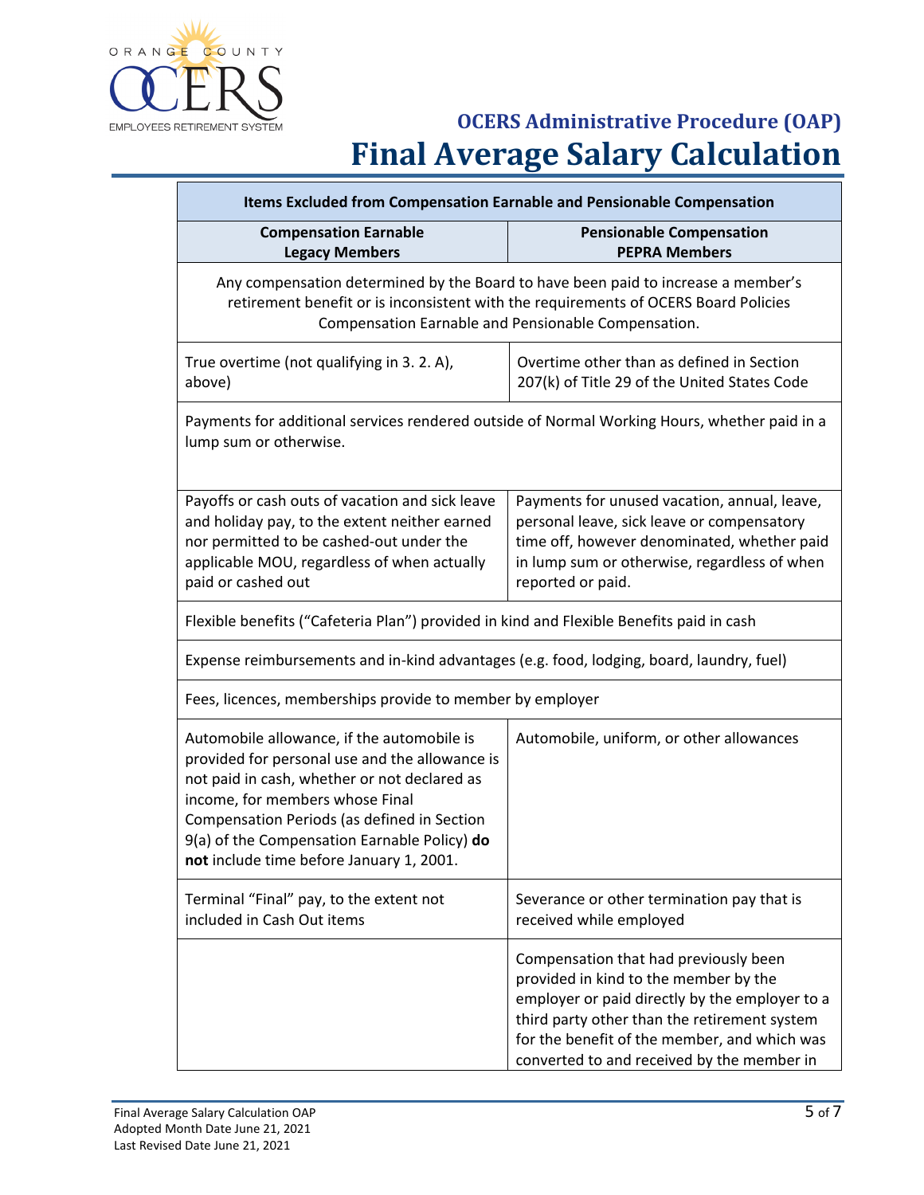## OCERS Administrative Procedure (OAP)

# Final Average Salary Calculation

| Items Excluded from Compensation Earnable and Pensionable Compensation | |
|---|---|
| **Compensation Earnable Legacy Members** | **Pensionable Compensation PEPRA Members** |
| Any compensation determined by the Board to have been paid to increase a member's retirement benefit or is inconsistent with the requirements of OCERS Board Policies Compensation Earnable and Pensionable Compensation. | |
| True overtime (not qualifying in 3. 2. A), above) | Overtime other than as defined in Section 207(k) of Title 29 of the United States Code |
| Payments for additional services rendered outside of Normal Working Hours, whether paid in a lump sum or otherwise. | |
| Payoffs or cash outs of vacation and sick leave and holiday pay, to the extent neither earned nor permitted to be cashed-out under the applicable MOU, regardless of when actually paid or cashed out | Payments for unused vacation, annual, leave, personal leave, sick leave or compensatory time off, however denominated, whether paid in lump sum or otherwise, regardless of when reported or paid. |
| Flexible benefits ("Cafeteria Plan") provided in kind and Flexible Benefits paid in cash | |
| Expense reimbursements and in-kind advantages (e.g. food, lodging, board, laundry, fuel) | |
| Fees, licences, memberships provide to member by employer | |
| Automobile allowance, if the automobile is provided for personal use and the allowance is not paid in cash, whether or not declared as income, for members whose Final Compensation Periods (as defined in Section 9(a) of the Compensation Earnable Policy) **do not** include time before January 1, 2001. | Automobile, uniform, or other allowances |
| Terminal "Final" pay, to the extent not included in Cash Out items | Severance or other termination pay that is received while employed |
| | Compensation that had previously been provided in kind to the member by the employer or paid directly by the employer to a third party other than the retirement system for the benefit of the member, and which was converted to and received by the member in |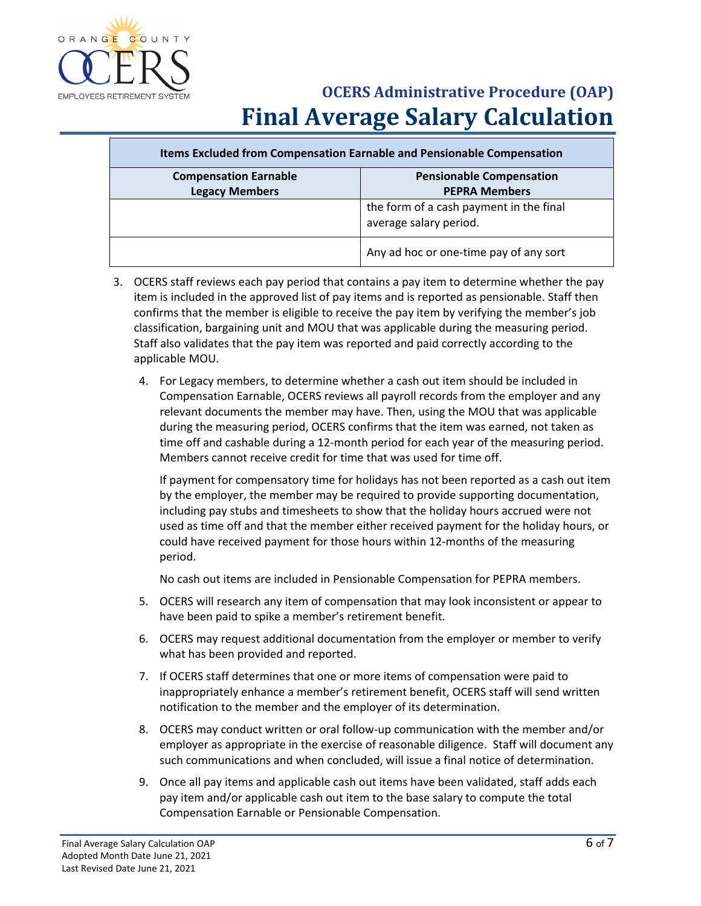| Items Excluded from Compensation Earnable and Pensionable Compensation | |
|---|---|
| **Compensation Earnable Legacy Members** | **Pensionable Compensation PEPRA Members** |
| | the form of a cash payment in the final average salary period. |
| | Any ad hoc or one-time pay of any sort |

3. OCERS staff reviews each pay period that contains a pay item to determine whether the pay item is included in the approved list of pay items and is reported as pensionable. Staff then confirms that the member is eligible to receive the pay item by verifying the member's job classification, bargaining unit and MOU that was applicable during the measuring period. Staff also validates that the pay item was reported and paid correctly according to the applicable MOU.

4. For Legacy members, to determine whether a cash out item should be included in Compensation Earnable, OCERS reviews all payroll records from the employer and any relevant documents the member may have. Then, using the MOU that was applicable during the measuring period, OCERS confirms that the item was earned, not taken as time off and cashable during a 12-month period for each year of the measuring period. Members cannot receive credit for time that was used for time off.

   If payment for compensatory time for holidays has not been reported as a cash out item by the employer, the member may be required to provide supporting documentation, including pay stubs and timesheets to show that the holiday hours accrued were not used as time off and that the member either received payment for the holiday hours, or could have received payment for those hours within 12-months of the measuring period.

   No cash out items are included in Pensionable Compensation for PEPRA members.

5. OCERS will research any item of compensation that may look inconsistent or appear to have been paid to spike a member's retirement benefit.

6. OCERS may request additional documentation from the employer or member to verify what has been provided and reported.

7. If OCERS staff determines that one or more items of compensation were paid to inappropriately enhance a member's retirement benefit, OCERS staff will send written notification to the member and the employer of its determination.

8. OCERS may conduct written or oral follow-up communication with the member and/or employer as appropriate in the exercise of reasonable diligence. Staff will document any such communications and when concluded, will issue a final notice of determination.

9. Once all pay items and applicable cash out items have been validated, staff adds each pay item and/or applicable cash out item to the base salary to compute the total Compensation Earnable or Pensionable Compensation.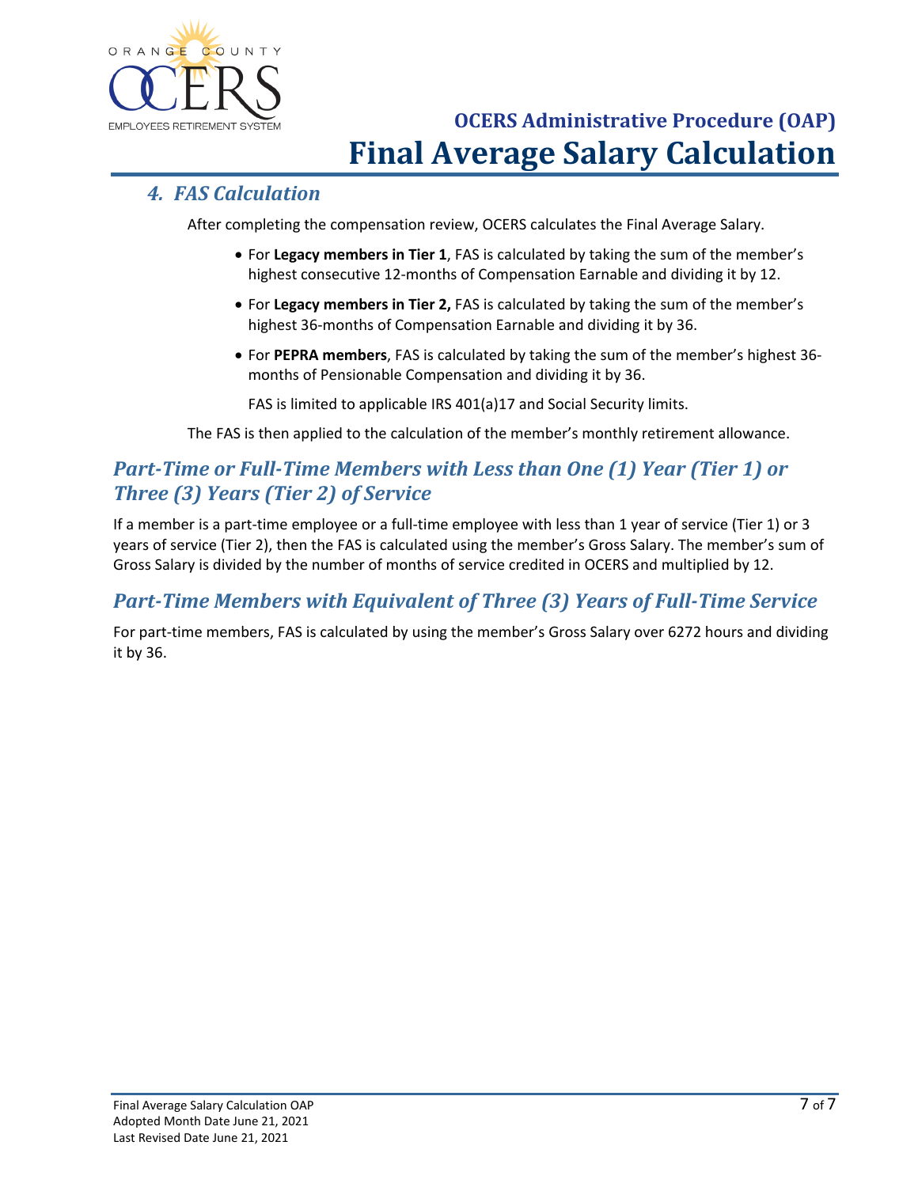### 4. *FAS Calculation*

After completing the compensation review, OCERS calculates the Final Average Salary.

- For **Legacy members in Tier 1**, FAS is calculated by taking the sum of the member's highest consecutive 12-months of Compensation Earnable and dividing it by 12.
- For **Legacy members in Tier 2,** FAS is calculated by taking the sum of the member's highest 36-months of Compensation Earnable and dividing it by 36.
- For **PEPRA members**, FAS is calculated by taking the sum of the member's highest 36-months of Pensionable Compensation and dividing it by 36.

  FAS is limited to applicable IRS 401(a)17 and Social Security limits.

The FAS is then applied to the calculation of the member's monthly retirement allowance.

## *Part-Time or Full-Time Members with Less than One (1) Year (Tier 1) or Three (3) Years (Tier 2) of Service*

If a member is a part-time employee or a full-time employee with less than 1 year of service (Tier 1) or 3 years of service (Tier 2), then the FAS is calculated using the member's Gross Salary. The member's sum of Gross Salary is divided by the number of months of service credited in OCERS and multiplied by 12.

## *Part-Time Members with Equivalent of Three (3) Years of Full-Time Service*

For part-time members, FAS is calculated by using the member's Gross Salary over 6272 hours and dividing it by 36.